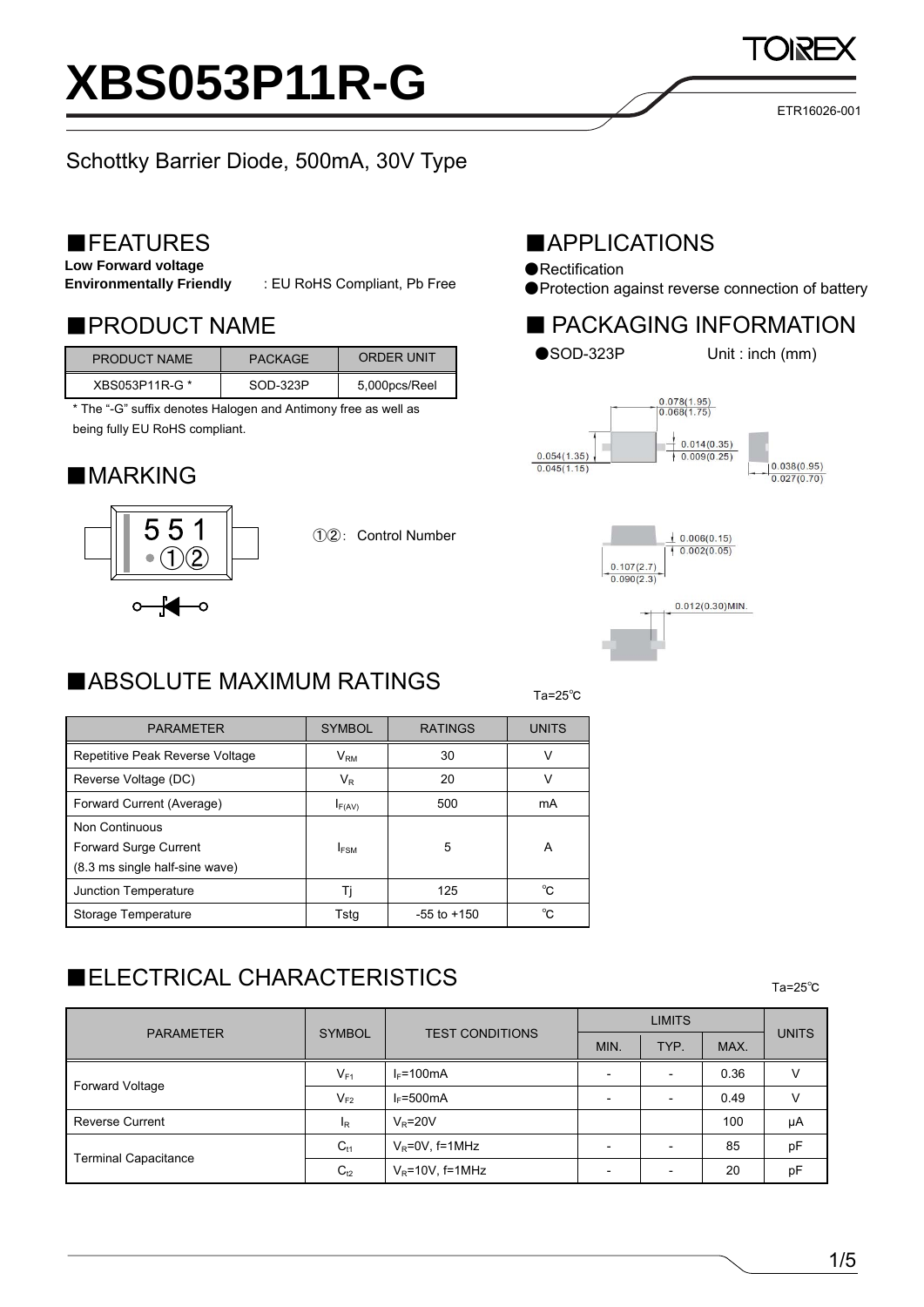# XBS053P11R-G

ETR16026-001

Schottky Barrier Diode, 500mA, 30V Type

## ■FEATURES

**Low Forward voltage**
**Environmentally Friendly** : EU RoHS Compliant, Pb Free

## ■APPLICATIONS

●Rectification
●Protection against reverse connection of battery

## ■PRODUCT NAME

| PRODUCT NAME | PACKAGE | ORDER UNIT |
|---|---|---|
| XBS053P11R-G * | SOD-323P | 5,000pcs/Reel |

\* The "-G" suffix denotes Halogen and Antimony free as well as being fully EU RoHS compliant.

## ■ PACKAGING INFORMATION

●SOD-323P Unit : inch (mm)

0.078(1.95) / 0.068(1.75)
0.014(0.35) / 0.009(0.25)
0.054(1.35) / 0.045(1.15)
0.038(0.95) / 0.027(0.70)
0.006(0.15) / 0.002(0.05)
0.107(2.7) / 0.090(2.3)
0.012(0.30)MIN.

## ■MARKING

551
①②

①②: Control Number

## ■ABSOLUTE MAXIMUM RATINGS

Ta=25℃

| PARAMETER | SYMBOL | RATINGS | UNITS |
|---|---|---|---|
| Repetitive Peak Reverse Voltage | $V_{RM}$ | 30 | V |
| Reverse Voltage (DC) | $V_R$ | 20 | V |
| Forward Current (Average) | $I_{F(AV)}$ | 500 | mA |
| Non Continuous Forward Surge Current (8.3 ms single half-sine wave) | $I_{FSM}$ | 5 | A |
| Junction Temperature | Tj | 125 | ℃ |
| Storage Temperature | Tstg | -55 to +150 | ℃ |

## ■ELECTRICAL CHARACTERISTICS

Ta=25℃

| PARAMETER | SYMBOL | TEST CONDITIONS | LIMITS | | | UNITS |
|---|---|---|---|---|---|---|
| | | | MIN. | TYP. | MAX. | |
| Forward Voltage | $V_{F1}$ | $I_F$=100mA | - | - | 0.36 | V |
| | $V_{F2}$ | $I_F$=500mA | - | - | 0.49 | V |
| Reverse Current | $I_R$ | $V_R$=20V | | | 100 | μA |
| Terminal Capacitance | $C_{t1}$ | $V_R$=0V, f=1MHz | - | - | 85 | pF |
| | $C_{t2}$ | $V_R$=10V, f=1MHz | - | - | 20 | pF |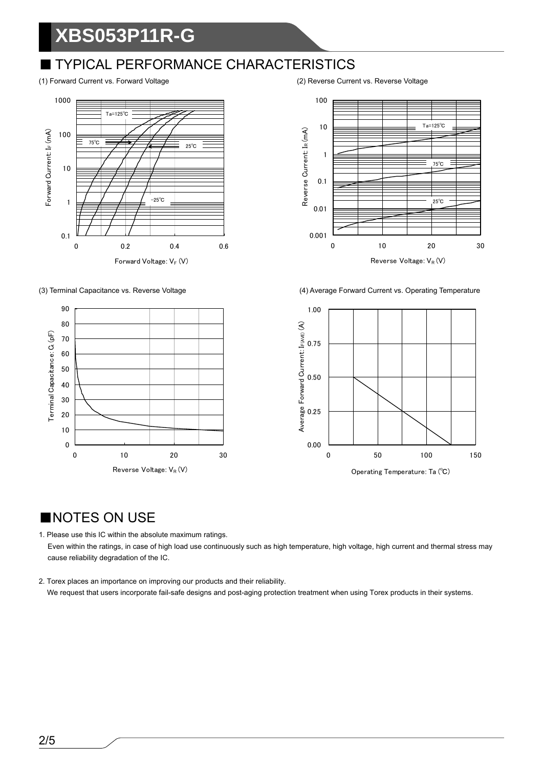## ■ TYPICAL PERFORMANCE CHARACTERISTICS

(1) Forward Current vs. Forward Voltage

(2) Reverse Current vs. Reverse Voltage

(3) Terminal Capacitance vs. Reverse Voltage

(4) Average Forward Current vs. Operating Temperature

## ■NOTES ON USE

1. Please use this IC within the absolute maximum ratings.
   Even within the ratings, in case of high load use continuously such as high temperature, high voltage, high current and thermal stress may cause reliability degradation of the IC.

2. Torex places an importance on improving our products and their reliability.
   We request that users incorporate fail-safe designs and post-aging protection treatment when using Torex products in their systems.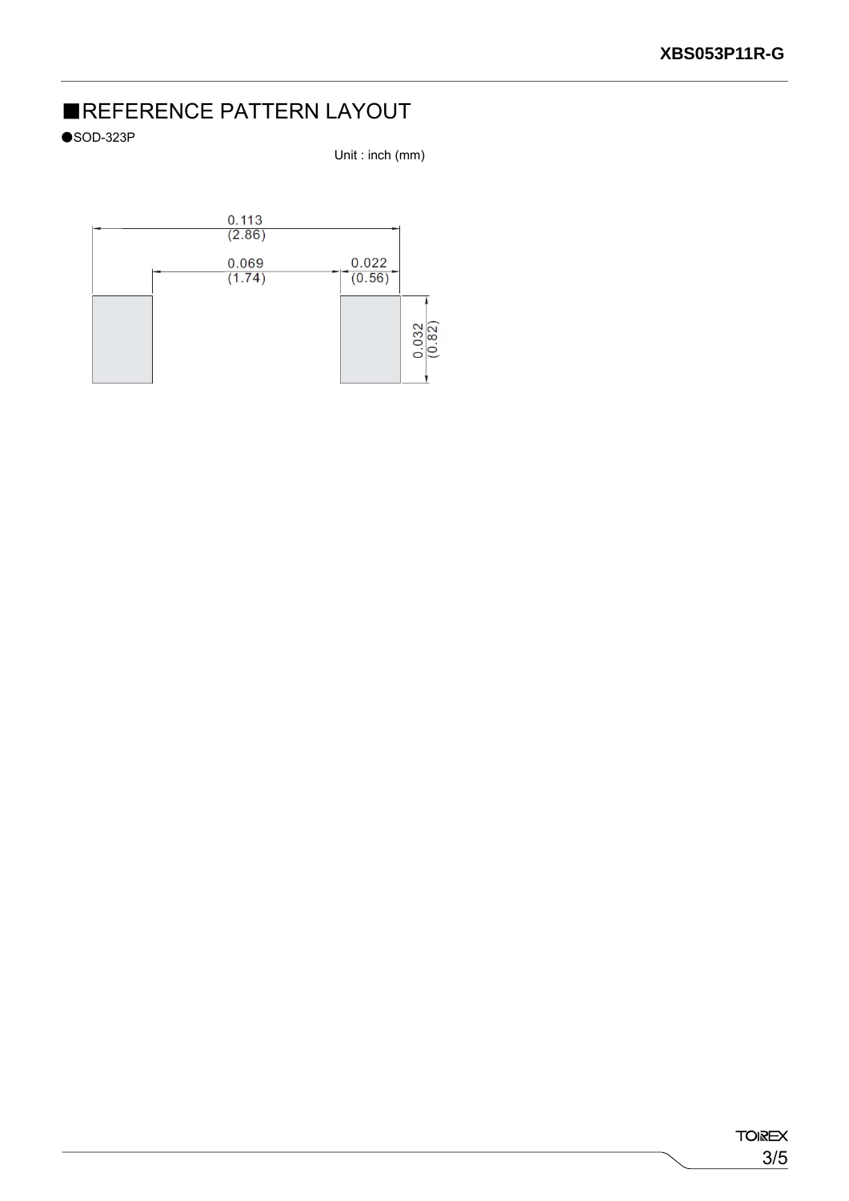## ■REFERENCE PATTERN LAYOUT

●SOD-323P

Unit : inch (mm)

0.113
(2.86)

0.069
(1.74)

0.022
(0.56)

0.032
(0.82)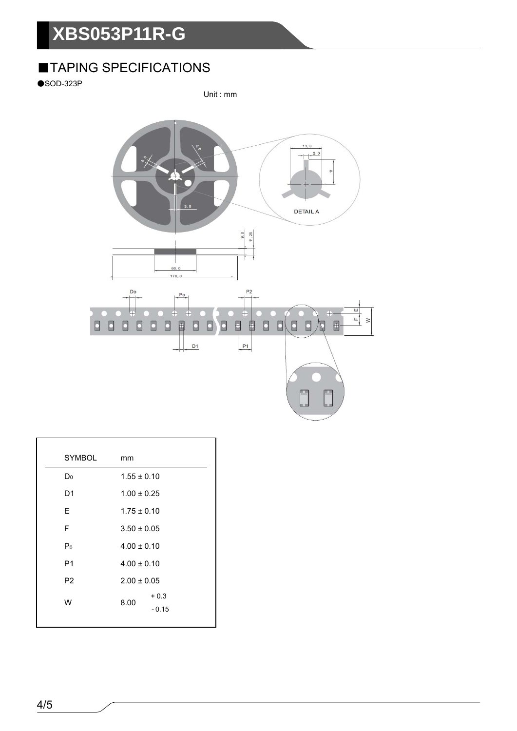# XBS053P11R-G

## ■TAPING SPECIFICATIONS

●SOD-323P

Unit : mm

| SYMBOL | mm |
|---|---|
| $D_0$ | 1.55 ± 0.10 |
| D1 | 1.00 ± 0.25 |
| E | 1.75 ± 0.10 |
| F | 3.50 ± 0.05 |
| $P_0$ | 4.00 ± 0.10 |
| P1 | 4.00 ± 0.10 |
| P2 | 2.00 ± 0.05 |
| W | $8.00^{+0.3}_{-0.15}$ |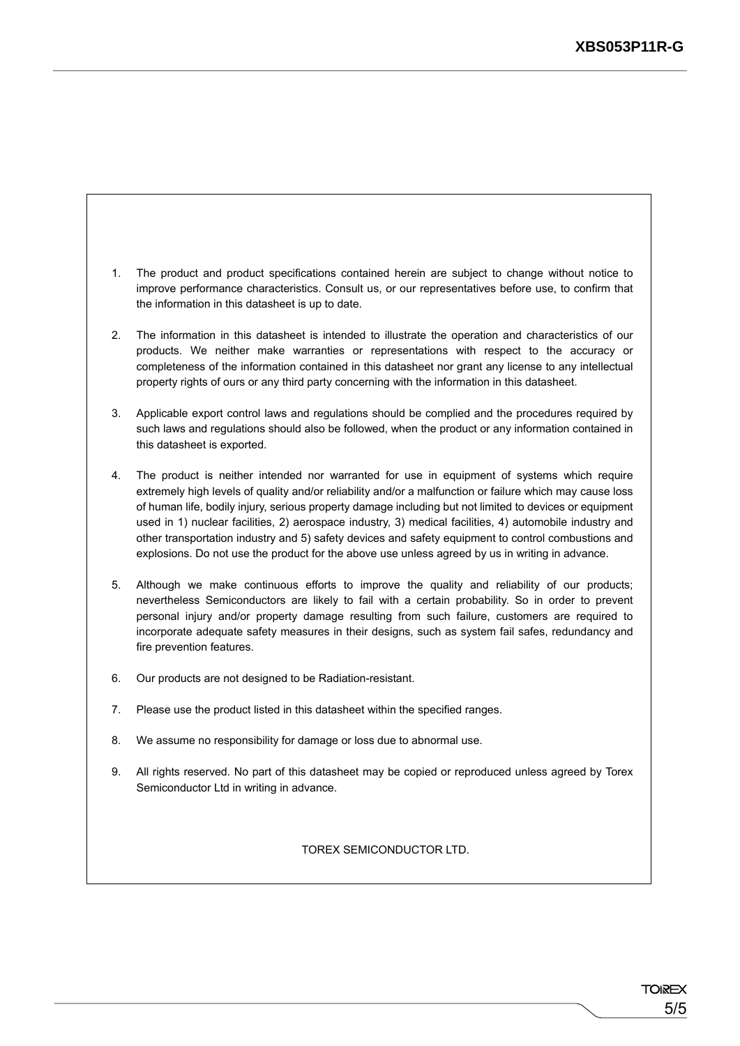1. The product and product specifications contained herein are subject to change without notice to improve performance characteristics. Consult us, or our representatives before use, to confirm that the information in this datasheet is up to date.

2. The information in this datasheet is intended to illustrate the operation and characteristics of our products. We neither make warranties or representations with respect to the accuracy or completeness of the information contained in this datasheet nor grant any license to any intellectual property rights of ours or any third party concerning with the information in this datasheet.

3. Applicable export control laws and regulations should be complied and the procedures required by such laws and regulations should also be followed, when the product or any information contained in this datasheet is exported.

4. The product is neither intended nor warranted for use in equipment of systems which require extremely high levels of quality and/or reliability and/or a malfunction or failure which may cause loss of human life, bodily injury, serious property damage including but not limited to devices or equipment used in 1) nuclear facilities, 2) aerospace industry, 3) medical facilities, 4) automobile industry and other transportation industry and 5) safety devices and safety equipment to control combustions and explosions. Do not use the product for the above use unless agreed by us in writing in advance.

5. Although we make continuous efforts to improve the quality and reliability of our products; nevertheless Semiconductors are likely to fail with a certain probability. So in order to prevent personal injury and/or property damage resulting from such failure, customers are required to incorporate adequate safety measures in their designs, such as system fail safes, redundancy and fire prevention features.

6. Our products are not designed to be Radiation-resistant.

7. Please use the product listed in this datasheet within the specified ranges.

8. We assume no responsibility for damage or loss due to abnormal use.

9. All rights reserved. No part of this datasheet may be copied or reproduced unless agreed by Torex Semiconductor Ltd in writing in advance.

TOREX SEMICONDUCTOR LTD.